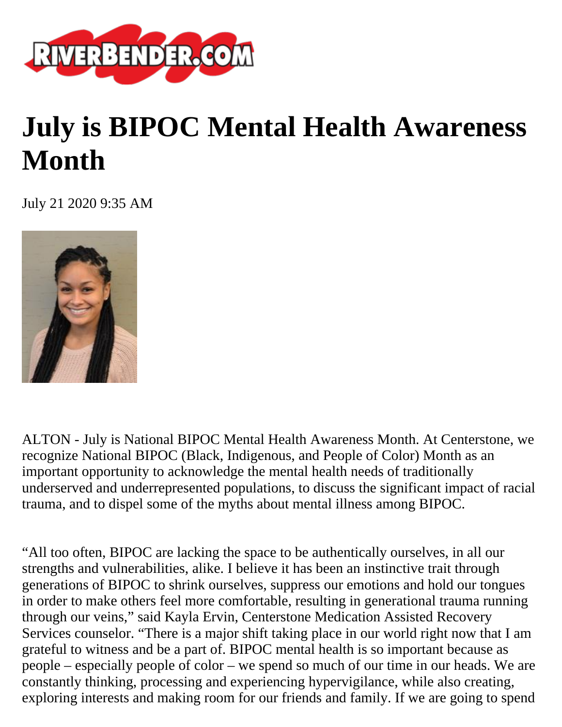# July is BIPOC Mental Health Awareness Month

July 21 2020 9:35 AM

ALTON - July is National BIPOC Mental Health Awareness Month. At Centerstone, we recognize National BIPOC (Black, Indigenous, and People of Color) Month as an important opportunity to acknowledge the mental health needs of traditionally underserved and underrepresented populations, to discuss the significant impact of racial trauma, and to dispel some of the myths about mental illness among BIPOC.

"All too often, BIPOC are lacking the space to be authentically ourselves, in all our strengths and vulnerabilities, alike. I believe it has been an instinctive trait through generations of BIPOC to shrink ourselves, suppress our emotions and hold our tongues in order to make others feel more comfortable, resulting in generational trauma running through our veins," said Kayla Ervin, Centerstone Medication Assisted Recovery Services counselor. "There is a major shift taking place in our world right now that I am grateful to witness and be a part of. BIPOC mental health is so important because as people – especially people of color – we spend so much of our time in our heads. We are constantly thinking, processing and experiencing hypervigilance, while also creating, exploring interests and making room for our friends and family. If we are going to spend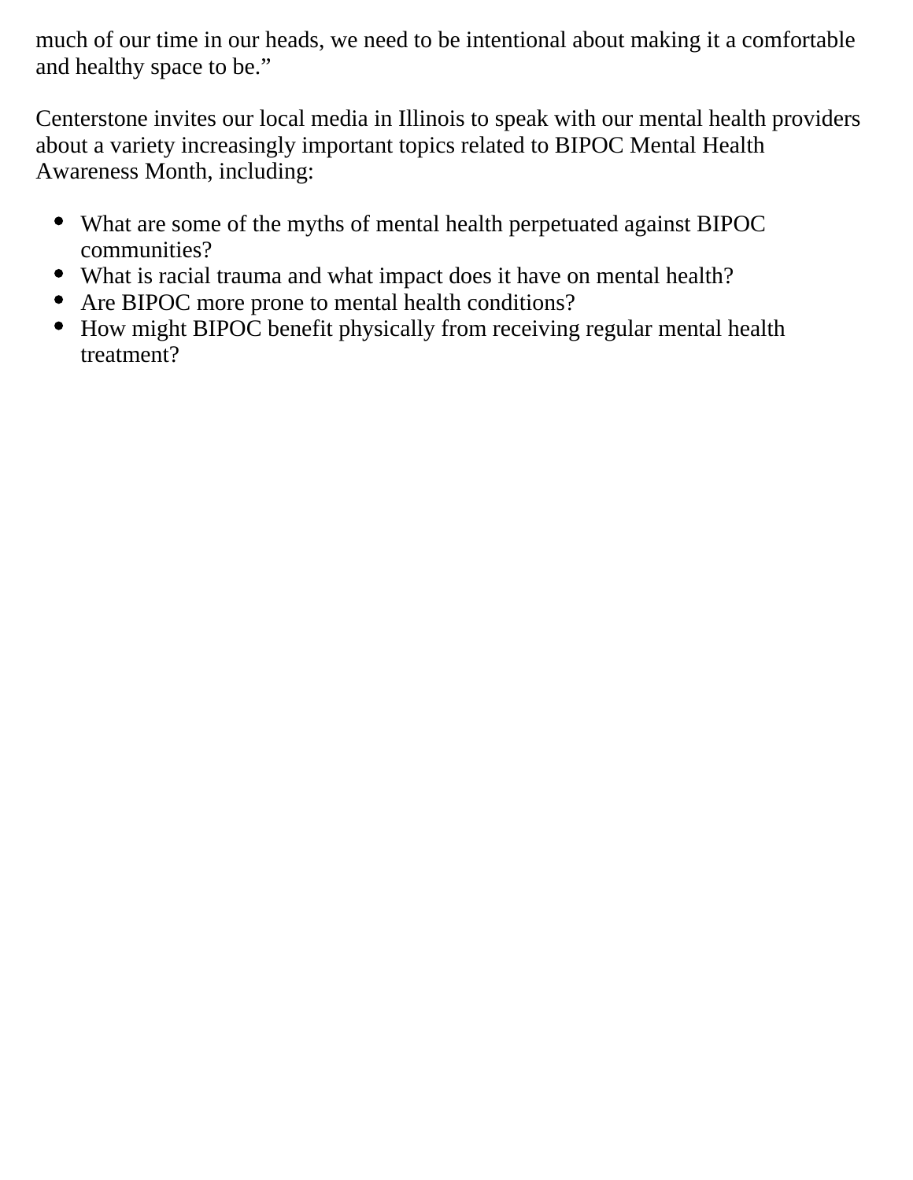much of our time in our heads, we need to be intentional about making it a comfortable and healthy space to be."

Centerstone invites our local media in Illinois to speak with our mental health providers about a variety increasingly important topics related to BIPOC Mental Health Awareness Month, including:

- What are some of the myths of mental health perpetuated against BIPOC communities?
- What is racial trauma and what impact does it have on mental health?
- Are BIPOC more prone to mental health conditions?
- How might BIPOC benefit physically from receiving regular mental health treatment?